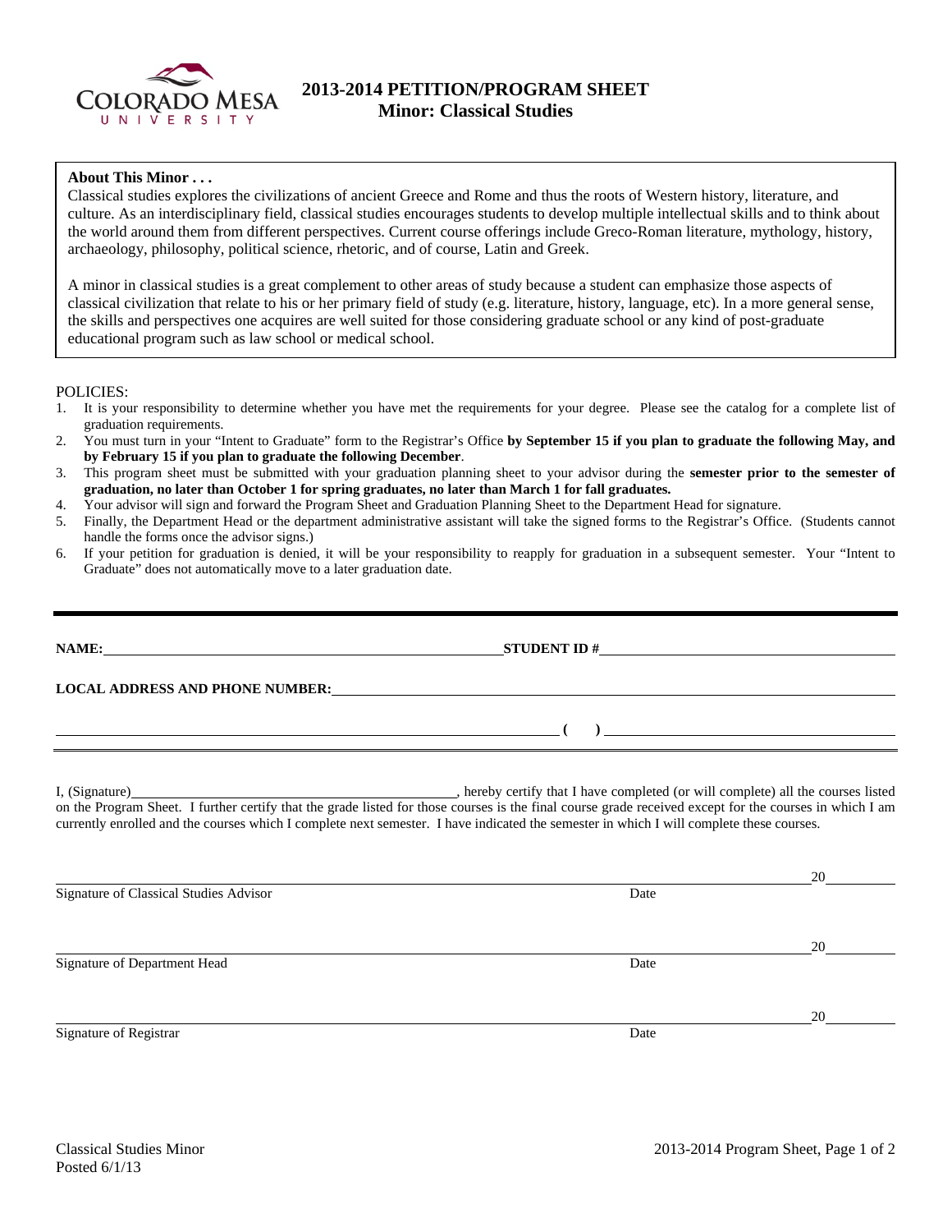# 2013-2014 PETITION/PROGRAM SHEET
## Minor: Classical Studies

**About This Minor . . .**

Classical studies explores the civilizations of ancient Greece and Rome and thus the roots of Western history, literature, and culture. As an interdisciplinary field, classical studies encourages students to develop multiple intellectual skills and to think about the world around them from different perspectives. Current course offerings include Greco-Roman literature, mythology, history, archaeology, philosophy, political science, rhetoric, and of course, Latin and Greek.

A minor in classical studies is a great complement to other areas of study because a student can emphasize those aspects of classical civilization that relate to his or her primary field of study (e.g. literature, history, language, etc). In a more general sense, the skills and perspectives one acquires are well suited for those considering graduate school or any kind of post-graduate educational program such as law school or medical school.

POLICIES:

1. It is your responsibility to determine whether you have met the requirements for your degree. Please see the catalog for a complete list of graduation requirements.
2. You must turn in your "Intent to Graduate" form to the Registrar's Office **by September 15 if you plan to graduate the following May, and by February 15 if you plan to graduate the following December**.
3. This program sheet must be submitted with your graduation planning sheet to your advisor during the **semester prior to the semester of graduation, no later than October 1 for spring graduates, no later than March 1 for fall graduates.**
4. Your advisor will sign and forward the Program Sheet and Graduation Planning Sheet to the Department Head for signature.
5. Finally, the Department Head or the department administrative assistant will take the signed forms to the Registrar's Office. (Students cannot handle the forms once the advisor signs.)
6. If your petition for graduation is denied, it will be your responsibility to reapply for graduation in a subsequent semester. Your "Intent to Graduate" does not automatically move to a later graduation date.

---

**NAME:** ______________________________ **STUDENT ID #** ______________________________

**LOCAL ADDRESS AND PHONE NUMBER:** ______________________________

______________________________ **( )** ______________________________

I, (Signature) ______________________________, hereby certify that I have completed (or will complete) all the courses listed on the Program Sheet. I further certify that the grade listed for those courses is the final course grade received except for the courses in which I am currently enrolled and the courses which I complete next semester. I have indicated the semester in which I will complete these courses.

______________________________ 20______
Signature of Classical Studies Advisor Date

______________________________ 20______
Signature of Department Head Date

______________________________ 20______
Signature of Registrar Date

Classical Studies Minor
Posted 6/1/13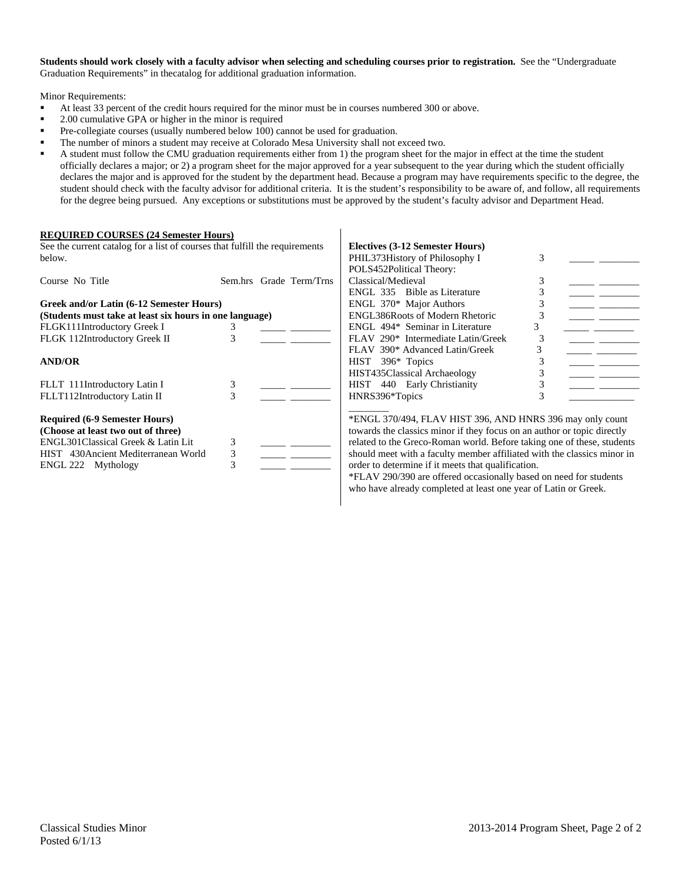**Students should work closely with a faculty advisor when selecting and scheduling courses prior to registration.** See the "Undergraduate Graduation Requirements" in thecatalog for additional graduation information.

Minor Requirements:

- At least 33 percent of the credit hours required for the minor must be in courses numbered 300 or above.
- 2.00 cumulative GPA or higher in the minor is required
- Pre-collegiate courses (usually numbered below 100) cannot be used for graduation.
- The number of minors a student may receive at Colorado Mesa University shall not exceed two.
- A student must follow the CMU graduation requirements either from 1) the program sheet for the major in effect at the time the student officially declares a major; or 2) a program sheet for the major approved for a year subsequent to the year during which the student officially declares the major and is approved for the student by the department head. Because a program may have requirements specific to the degree, the student should check with the faculty advisor for additional criteria. It is the student's responsibility to be aware of, and follow, all requirements for the degree being pursued. Any exceptions or substitutions must be approved by the student's faculty advisor and Department Head.

**REQUIRED COURSES (24 Semester Hours)**

See the current catalog for a list of courses that fulfill the requirements below.

| Course No Title | Sem.hrs | Grade | Term/Trns |
|---|---|---|---|
| **Greek and/or Latin (6-12 Semester Hours)** | | | |
| **(Students must take at least six hours in one language)** | | | |
| FLGK111Introductory Greek I | 3 | _____ | ________ |
| FLGK 112Introductory Greek II | 3 | _____ | ________ |
| **AND/OR** | | | |
| FLLT 111Introductory Latin I | 3 | _____ | ________ |
| FLLT112Introductory Latin II | 3 | _____ | ________ |
| **Required (6-9 Semester Hours)** | | | |
| **(Choose at least two out of three)** | | | |
| ENGL301Classical Greek & Latin Lit | 3 | _____ | ________ |
| HIST 430Ancient Mediterranean World | 3 | _____ | ________ |
| ENGL 222 Mythology | 3 | _____ | ________ |

**Electives (3-12 Semester Hours)**

| Course | Sem.hrs | Grade | Term/Trns |
|---|---|---|---|
| PHIL373History of Philosophy I | 3 | _____ | ________ |
| POLS452Political Theory: Classical/Medieval | 3 | _____ | ________ |
| ENGL 335 Bible as Literature | 3 | _____ | ________ |
| ENGL 370* Major Authors | 3 | _____ | ________ |
| ENGL386Roots of Modern Rhetoric | 3 | _____ | ________ |
| ENGL 494* Seminar in Literature | 3 | _____ | ________ |
| FLAV 290* Intermediate Latin/Greek | 3 | _____ | ________ |
| FLAV 390* Advanced Latin/Greek | 3 | _____ | ________ |
| HIST 396* Topics | 3 | _____ | ________ |
| HIST435Classical Archaeology | 3 | _____ | ________ |
| HIST 440 Early Christianity | 3 | _____ | ________ |
| HNRS396*Topics | 3 | _____________ | |

________

*ENGL 370/494, FLAV HIST 396, AND HNRS 396 may only count towards the classics minor if they focus on an author or topic directly related to the Greco-Roman world. Before taking one of these, students should meet with a faculty member affiliated with the classics minor in order to determine if it meets that qualification.

*FLAV 290/390 are offered occasionally based on need for students who have already completed at least one year of Latin or Greek.

Classical Studies Minor
Posted 6/1/13